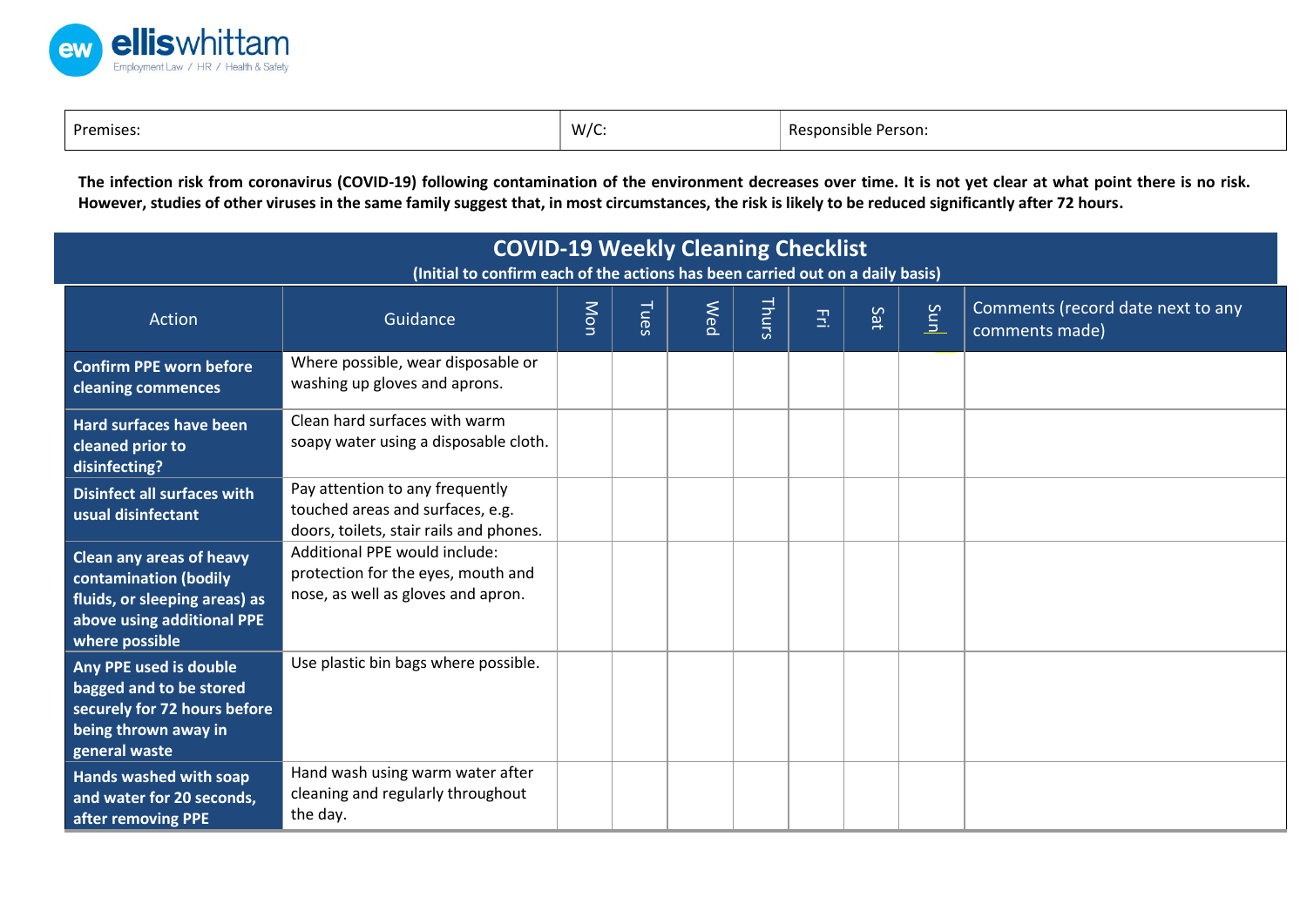ellis whittam
Employment Law / HR / Health & Safety

| Premises: | W/C: | Responsible Person: |
|---|---|---|

**The infection risk from coronavirus (COVID-19) following contamination of the environment decreases over time. It is not yet clear at what point there is no risk. However, studies of other viruses in the same family suggest that, in most circumstances, the risk is likely to be reduced significantly after 72 hours.**

## COVID-19 Weekly Cleaning Checklist

**(Initial to confirm each of the actions has been carried out on a daily basis)**

| Action | Guidance | Mon | Tues | Wed | Thurs | Fri | Sat | Sun | Comments (record date next to any comments made) |
|---|---|---|---|---|---|---|---|---|---|
| **Confirm PPE worn before cleaning commences** | Where possible, wear disposable or washing up gloves and aprons. | | | | | | | | |
| **Hard surfaces have been cleaned prior to disinfecting?** | Clean hard surfaces with warm soapy water using a disposable cloth. | | | | | | | | |
| **Disinfect all surfaces with usual disinfectant** | Pay attention to any frequently touched areas and surfaces, e.g. doors, toilets, stair rails and phones. | | | | | | | | |
| **Clean any areas of heavy contamination (bodily fluids, or sleeping areas) as above using additional PPE where possible** | Additional PPE would include: protection for the eyes, mouth and nose, as well as gloves and apron. | | | | | | | | |
| **Any PPE used is double bagged and to be stored securely for 72 hours before being thrown away in general waste** | Use plastic bin bags where possible. | | | | | | | | |
| **Hands washed with soap and water for 20 seconds, after removing PPE** | Hand wash using warm water after cleaning and regularly throughout the day. | | | | | | | | |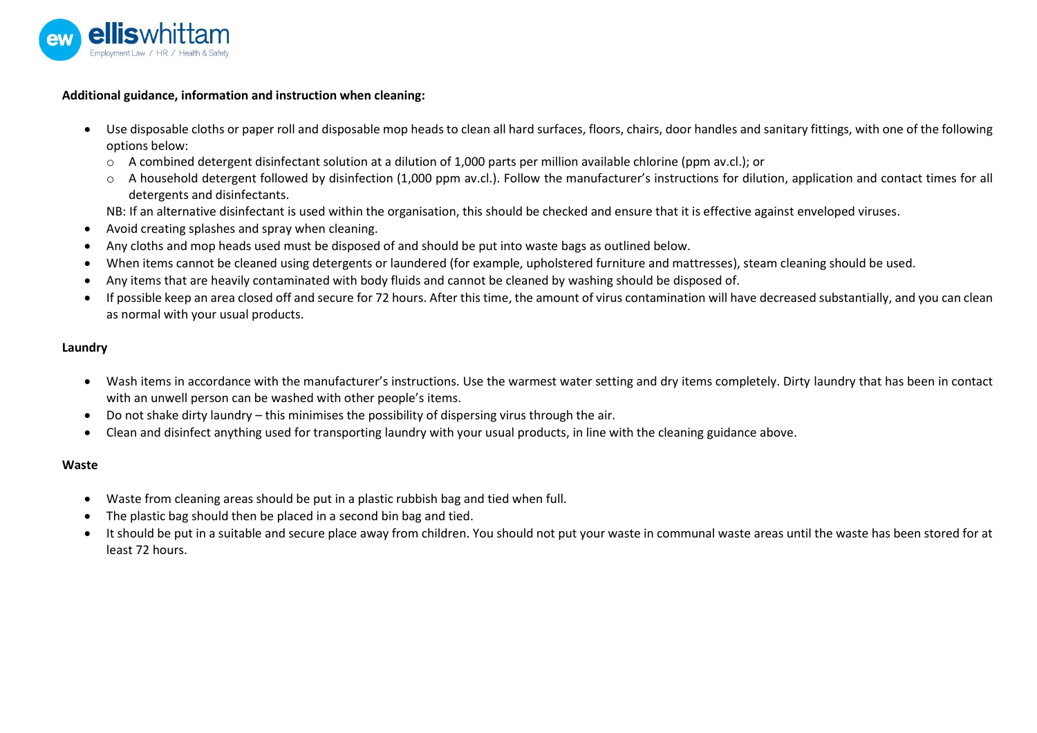**Additional guidance, information and instruction when cleaning:**

- Use disposable cloths or paper roll and disposable mop heads to clean all hard surfaces, floors, chairs, door handles and sanitary fittings, with one of the following options below:
  - A combined detergent disinfectant solution at a dilution of 1,000 parts per million available chlorine (ppm av.cl.); or
  - A household detergent followed by disinfection (1,000 ppm av.cl.). Follow the manufacturer's instructions for dilution, application and contact times for all detergents and disinfectants.

  NB: If an alternative disinfectant is used within the organisation, this should be checked and ensure that it is effective against enveloped viruses.
- Avoid creating splashes and spray when cleaning.
- Any cloths and mop heads used must be disposed of and should be put into waste bags as outlined below.
- When items cannot be cleaned using detergents or laundered (for example, upholstered furniture and mattresses), steam cleaning should be used.
- Any items that are heavily contaminated with body fluids and cannot be cleaned by washing should be disposed of.
- If possible keep an area closed off and secure for 72 hours. After this time, the amount of virus contamination will have decreased substantially, and you can clean as normal with your usual products.

**Laundry**

- Wash items in accordance with the manufacturer's instructions. Use the warmest water setting and dry items completely. Dirty laundry that has been in contact with an unwell person can be washed with other people's items.
- Do not shake dirty laundry – this minimises the possibility of dispersing virus through the air.
- Clean and disinfect anything used for transporting laundry with your usual products, in line with the cleaning guidance above.

**Waste**

- Waste from cleaning areas should be put in a plastic rubbish bag and tied when full.
- The plastic bag should then be placed in a second bin bag and tied.
- It should be put in a suitable and secure place away from children. You should not put your waste in communal waste areas until the waste has been stored for at least 72 hours.